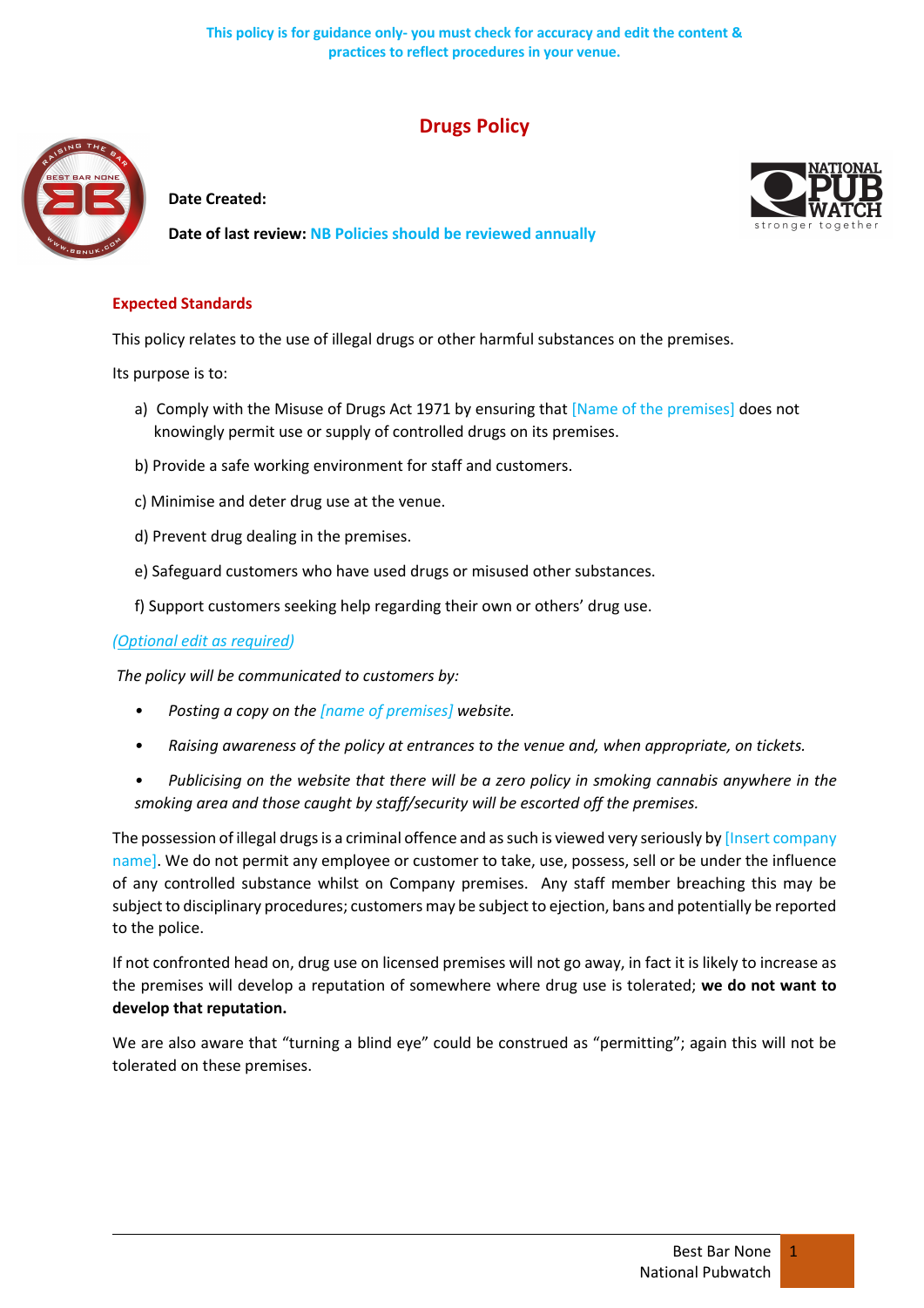This policy is for guidance only- you must check for accuracy and edit the content & practices to reflect procedures in your venue.

# Drugs Policy

**Date Created:**

**Date of last review:** NB Policies should be reviewed annually

## Expected Standards

This policy relates to the use of illegal drugs or other harmful substances on the premises.

Its purpose is to:

a) Comply with the Misuse of Drugs Act 1971 by ensuring that [Name of the premises] does not knowingly permit use or supply of controlled drugs on its premises.

b) Provide a safe working environment for staff and customers.

c) Minimise and deter drug use at the venue.

d) Prevent drug dealing in the premises.

e) Safeguard customers who have used drugs or misused other substances.

f) Support customers seeking help regarding their own or others' drug use.

*(Optional edit as required)*

*The policy will be communicated to customers by:*

- *Posting a copy on the [name of premises] website.*
- *Raising awareness of the policy at entrances to the venue and, when appropriate, on tickets.*
- *Publicising on the website that there will be a zero policy in smoking cannabis anywhere in the smoking area and those caught by staff/security will be escorted off the premises.*

The possession of illegal drugs is a criminal offence and as such is viewed very seriously by [Insert company name]. We do not permit any employee or customer to take, use, possess, sell or be under the influence of any controlled substance whilst on Company premises. Any staff member breaching this may be subject to disciplinary procedures; customers may be subject to ejection, bans and potentially be reported to the police.

If not confronted head on, drug use on licensed premises will not go away, in fact it is likely to increase as the premises will develop a reputation of somewhere where drug use is tolerated; **we do not want to develop that reputation.**

We are also aware that "turning a blind eye" could be construed as "permitting"; again this will not be tolerated on these premises.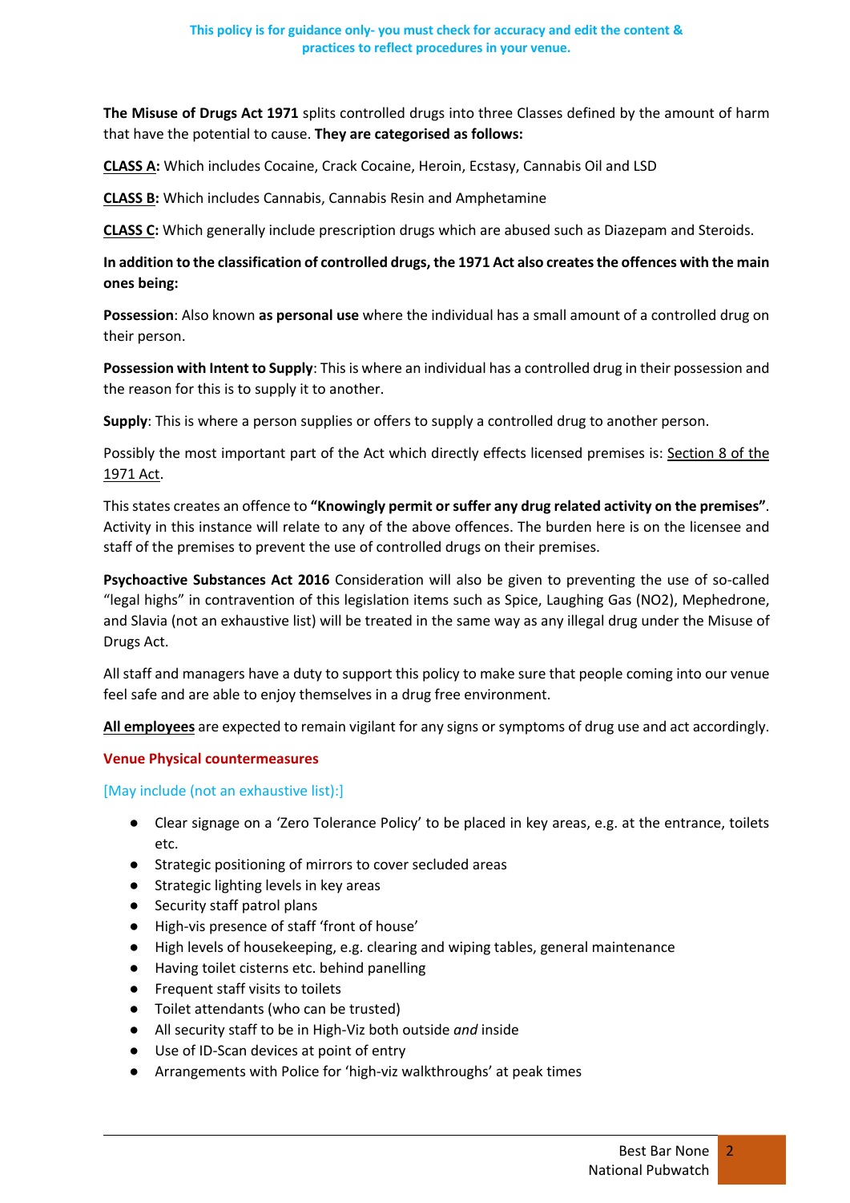This policy is for guidance only- you must check for accuracy and edit the content & practices to reflect procedures in your venue.

**The Misuse of Drugs Act 1971** splits controlled drugs into three Classes defined by the amount of harm that have the potential to cause. **They are categorised as follows:**

**CLASS A:** Which includes Cocaine, Crack Cocaine, Heroin, Ecstasy, Cannabis Oil and LSD

**CLASS B:** Which includes Cannabis, Cannabis Resin and Amphetamine

**CLASS C:** Which generally include prescription drugs which are abused such as Diazepam and Steroids.

**In addition to the classification of controlled drugs, the 1971 Act also creates the offences with the main ones being:**

**Possession**: Also known **as personal use** where the individual has a small amount of a controlled drug on their person.

**Possession with Intent to Supply**: This is where an individual has a controlled drug in their possession and the reason for this is to supply it to another.

**Supply**: This is where a person supplies or offers to supply a controlled drug to another person.

Possibly the most important part of the Act which directly effects licensed premises is: Section 8 of the 1971 Act.

This states creates an offence to **"Knowingly permit or suffer any drug related activity on the premises"**. Activity in this instance will relate to any of the above offences. The burden here is on the licensee and staff of the premises to prevent the use of controlled drugs on their premises.

**Psychoactive Substances Act 2016** Consideration will also be given to preventing the use of so-called "legal highs" in contravention of this legislation items such as Spice, Laughing Gas (NO2), Mephedrone, and Slavia (not an exhaustive list) will be treated in the same way as any illegal drug under the Misuse of Drugs Act.

All staff and managers have a duty to support this policy to make sure that people coming into our venue feel safe and are able to enjoy themselves in a drug free environment.

**All employees** are expected to remain vigilant for any signs or symptoms of drug use and act accordingly.

**Venue Physical countermeasures**

[May include (not an exhaustive list):]

- Clear signage on a 'Zero Tolerance Policy' to be placed in key areas, e.g. at the entrance, toilets etc.
- Strategic positioning of mirrors to cover secluded areas
- Strategic lighting levels in key areas
- Security staff patrol plans
- High-vis presence of staff 'front of house'
- High levels of housekeeping, e.g. clearing and wiping tables, general maintenance
- Having toilet cisterns etc. behind panelling
- Frequent staff visits to toilets
- Toilet attendants (who can be trusted)
- All security staff to be in High-Viz both outside *and* inside
- Use of ID-Scan devices at point of entry
- Arrangements with Police for 'high-viz walkthroughs' at peak times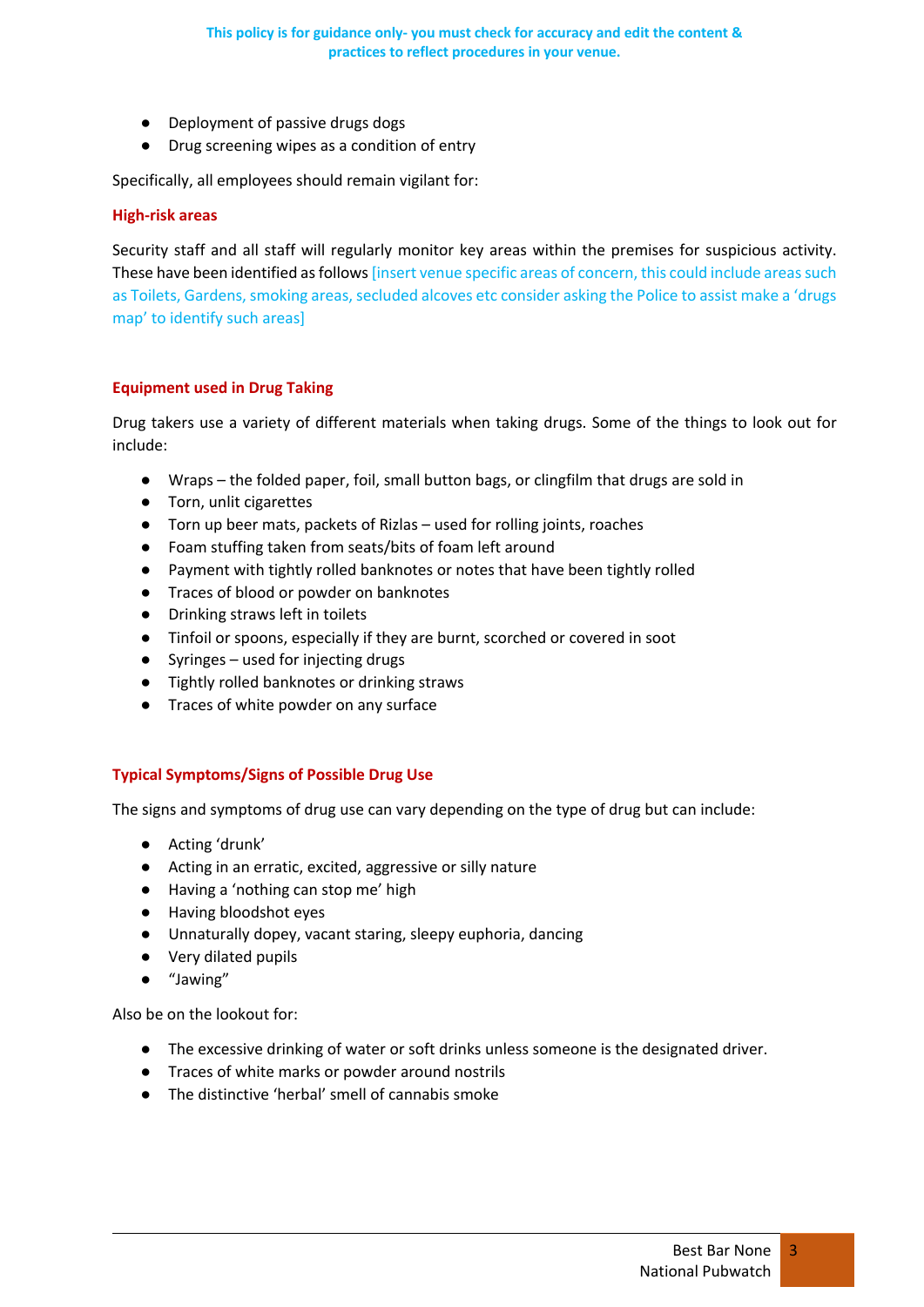This policy is for guidance only- you must check for accuracy and edit the content & practices to reflect procedures in your venue.

- Deployment of passive drugs dogs
- Drug screening wipes as a condition of entry

Specifically, all employees should remain vigilant for:

### High-risk areas

Security staff and all staff will regularly monitor key areas within the premises for suspicious activity. These have been identified as follows [insert venue specific areas of concern, this could include areas such as Toilets, Gardens, smoking areas, secluded alcoves etc consider asking the Police to assist make a 'drugs map' to identify such areas]

### Equipment used in Drug Taking

Drug takers use a variety of different materials when taking drugs. Some of the things to look out for include:

- Wraps – the folded paper, foil, small button bags, or clingfilm that drugs are sold in
- Torn, unlit cigarettes
- Torn up beer mats, packets of Rizlas – used for rolling joints, roaches
- Foam stuffing taken from seats/bits of foam left around
- Payment with tightly rolled banknotes or notes that have been tightly rolled
- Traces of blood or powder on banknotes
- Drinking straws left in toilets
- Tinfoil or spoons, especially if they are burnt, scorched or covered in soot
- Syringes – used for injecting drugs
- Tightly rolled banknotes or drinking straws
- Traces of white powder on any surface

### Typical Symptoms/Signs of Possible Drug Use

The signs and symptoms of drug use can vary depending on the type of drug but can include:

- Acting 'drunk'
- Acting in an erratic, excited, aggressive or silly nature
- Having a 'nothing can stop me' high
- Having bloodshot eyes
- Unnaturally dopey, vacant staring, sleepy euphoria, dancing
- Very dilated pupils
- "Jawing"

Also be on the lookout for:

- The excessive drinking of water or soft drinks unless someone is the designated driver.
- Traces of white marks or powder around nostrils
- The distinctive 'herbal' smell of cannabis smoke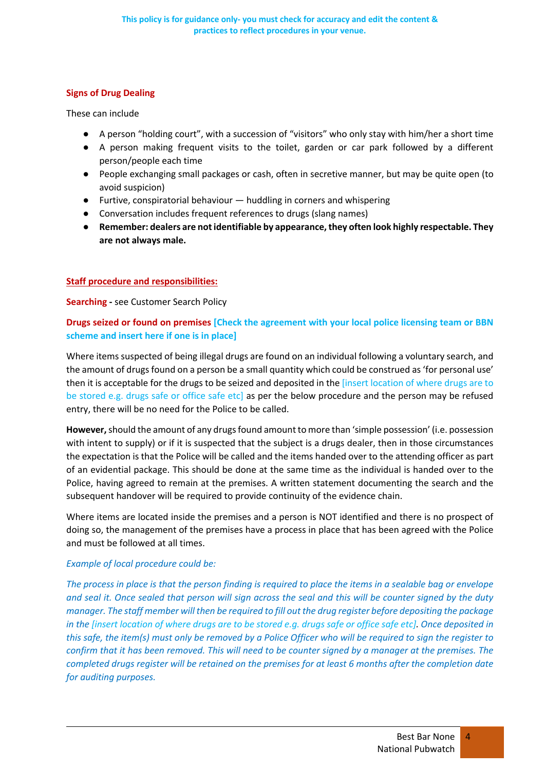This policy is for guidance only- you must check for accuracy and edit the content & practices to reflect procedures in your venue.

## Signs of Drug Dealing

These can include

- A person "holding court", with a succession of "visitors" who only stay with him/her a short time
- A person making frequent visits to the toilet, garden or car park followed by a different person/people each time
- People exchanging small packages or cash, often in secretive manner, but may be quite open (to avoid suspicion)
- Furtive, conspiratorial behaviour — huddling in corners and whispering
- Conversation includes frequent references to drugs (slang names)
- **Remember: dealers are not identifiable by appearance, they often look highly respectable. They are not always male.**

## Staff procedure and responsibilities:

**Searching -** see Customer Search Policy

**Drugs seized or found on premises [Check the agreement with your local police licensing team or BBN scheme and insert here if one is in place]**

Where items suspected of being illegal drugs are found on an individual following a voluntary search, and the amount of drugs found on a person be a small quantity which could be construed as 'for personal use' then it is acceptable for the drugs to be seized and deposited in the [insert location of where drugs are to be stored e.g. drugs safe or office safe etc] as per the below procedure and the person may be refused entry, there will be no need for the Police to be called.

**However,** should the amount of any drugs found amount to more than 'simple possession' (i.e. possession with intent to supply) or if it is suspected that the subject is a drugs dealer, then in those circumstances the expectation is that the Police will be called and the items handed over to the attending officer as part of an evidential package. This should be done at the same time as the individual is handed over to the Police, having agreed to remain at the premises. A written statement documenting the search and the subsequent handover will be required to provide continuity of the evidence chain.

Where items are located inside the premises and a person is NOT identified and there is no prospect of doing so, the management of the premises have a process in place that has been agreed with the Police and must be followed at all times.

*Example of local procedure could be:*

*The process in place is that the person finding is required to place the items in a sealable bag or envelope and seal it. Once sealed that person will sign across the seal and this will be counter signed by the duty manager. The staff member will then be required to fill out the drug register before depositing the package in the [insert location of where drugs are to be stored e.g. drugs safe or office safe etc]. Once deposited in this safe, the item(s) must only be removed by a Police Officer who will be required to sign the register to confirm that it has been removed. This will need to be counter signed by a manager at the premises. The completed drugs register will be retained on the premises for at least 6 months after the completion date for auditing purposes.*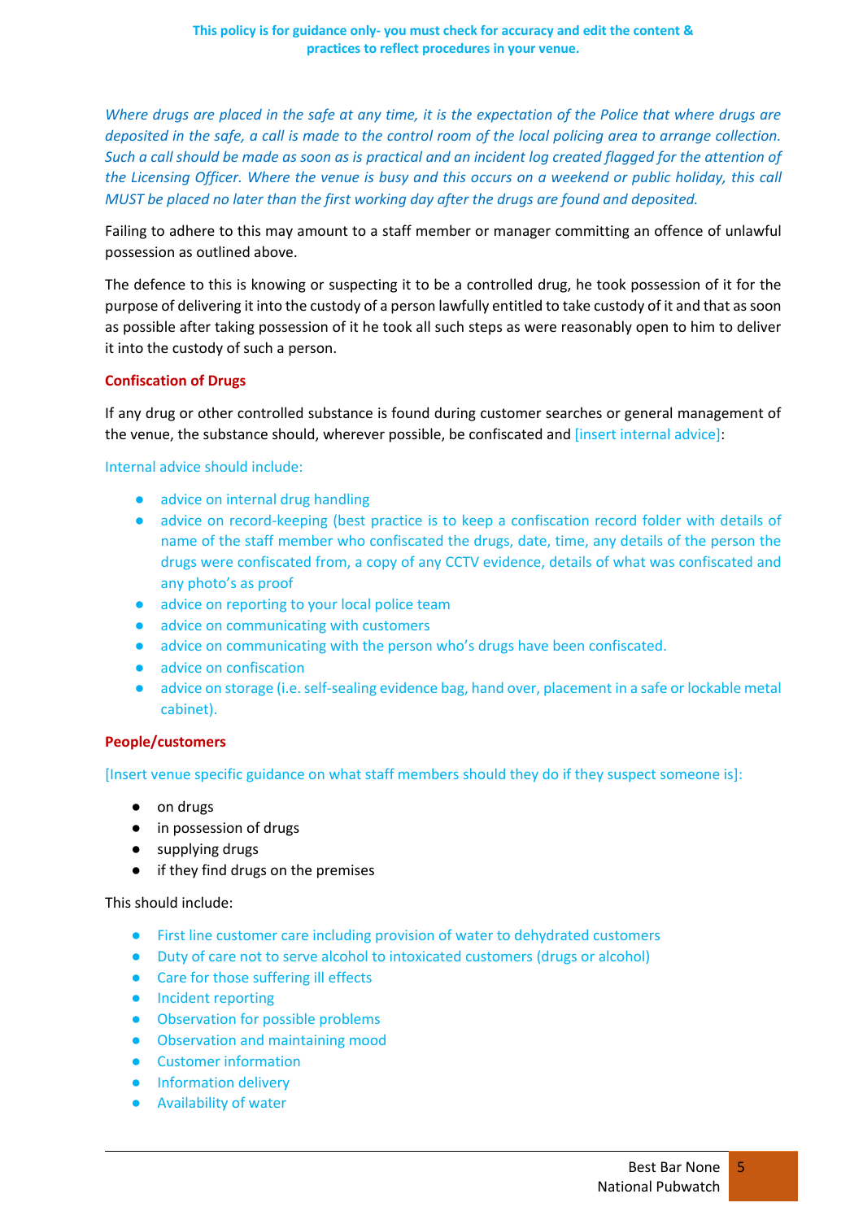**This policy is for guidance only- you must check for accuracy and edit the content & practices to reflect procedures in your venue.**

*Where drugs are placed in the safe at any time, it is the expectation of the Police that where drugs are deposited in the safe, a call is made to the control room of the local policing area to arrange collection. Such a call should be made as soon as is practical and an incident log created flagged for the attention of the Licensing Officer. Where the venue is busy and this occurs on a weekend or public holiday, this call MUST be placed no later than the first working day after the drugs are found and deposited.*

Failing to adhere to this may amount to a staff member or manager committing an offence of unlawful possession as outlined above.

The defence to this is knowing or suspecting it to be a controlled drug, he took possession of it for the purpose of delivering it into the custody of a person lawfully entitled to take custody of it and that as soon as possible after taking possession of it he took all such steps as were reasonably open to him to deliver it into the custody of such a person.

### Confiscation of Drugs

If any drug or other controlled substance is found during customer searches or general management of the venue, the substance should, wherever possible, be confiscated and [insert internal advice]:

Internal advice should include:

- advice on internal drug handling
- advice on record-keeping (best practice is to keep a confiscation record folder with details of name of the staff member who confiscated the drugs, date, time, any details of the person the drugs were confiscated from, a copy of any CCTV evidence, details of what was confiscated and any photo's as proof
- advice on reporting to your local police team
- advice on communicating with customers
- advice on communicating with the person who's drugs have been confiscated.
- advice on confiscation
- advice on storage (i.e. self-sealing evidence bag, hand over, placement in a safe or lockable metal cabinet).

### People/customers

[Insert venue specific guidance on what staff members should they do if they suspect someone is]:

- on drugs
- in possession of drugs
- supplying drugs
- if they find drugs on the premises

This should include:

- First line customer care including provision of water to dehydrated customers
- Duty of care not to serve alcohol to intoxicated customers (drugs or alcohol)
- Care for those suffering ill effects
- Incident reporting
- Observation for possible problems
- Observation and maintaining mood
- Customer information
- Information delivery
- Availability of water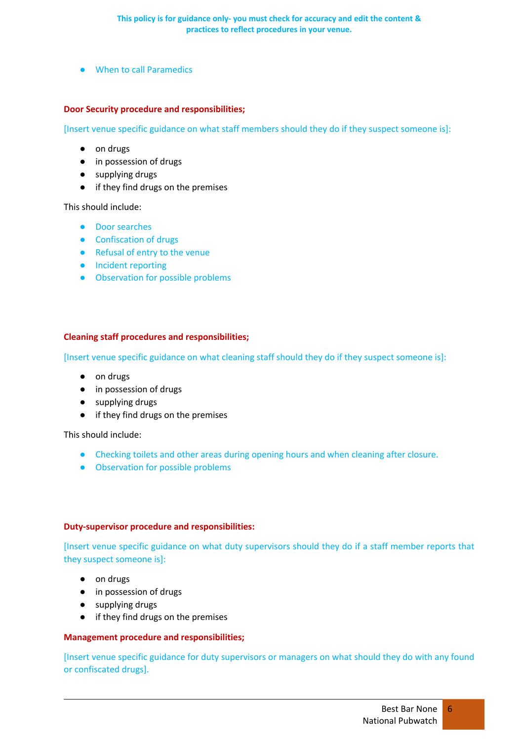This policy is for guidance only- you must check for accuracy and edit the content & practices to reflect procedures in your venue.

- When to call Paramedics

**Door Security procedure and responsibilities;**

[Insert venue specific guidance on what staff members should they do if they suspect someone is]:

- on drugs
- in possession of drugs
- supplying drugs
- if they find drugs on the premises

This should include:

- Door searches
- Confiscation of drugs
- Refusal of entry to the venue
- Incident reporting
- Observation for possible problems

**Cleaning staff procedures and responsibilities;**

[Insert venue specific guidance on what cleaning staff should they do if they suspect someone is]:

- on drugs
- in possession of drugs
- supplying drugs
- if they find drugs on the premises

This should include:

- Checking toilets and other areas during opening hours and when cleaning after closure.
- Observation for possible problems

**Duty-supervisor procedure and responsibilities:**

[Insert venue specific guidance on what duty supervisors should they do if a staff member reports that they suspect someone is]:

- on drugs
- in possession of drugs
- supplying drugs
- if they find drugs on the premises

**Management procedure and responsibilities;**

[Insert venue specific guidance for duty supervisors or managers on what should they do with any found or confiscated drugs].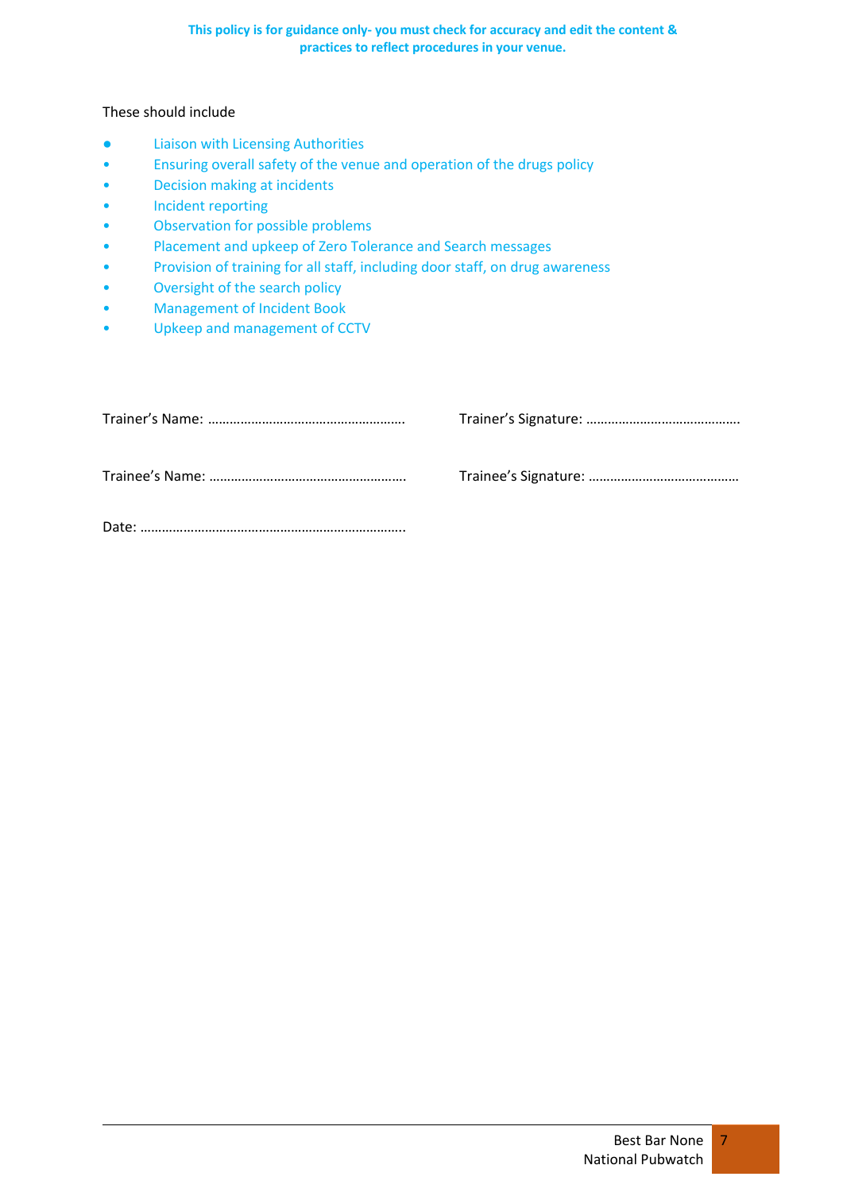**This policy is for guidance only- you must check for accuracy and edit the content & practices to reflect procedures in your venue.**

These should include

- Liaison with Licensing Authorities
- Ensuring overall safety of the venue and operation of the drugs policy
- Decision making at incidents
- Incident reporting
- Observation for possible problems
- Placement and upkeep of Zero Tolerance and Search messages
- Provision of training for all staff, including door staff, on drug awareness
- Oversight of the search policy
- Management of Incident Book
- Upkeep and management of CCTV

Trainer's Name: ……………………………………………… Trainer's Signature: ……………………………………

Trainee's Name: ……………………………………………… Trainee's Signature: ……………………………………

Date: ………………………………………………………………..